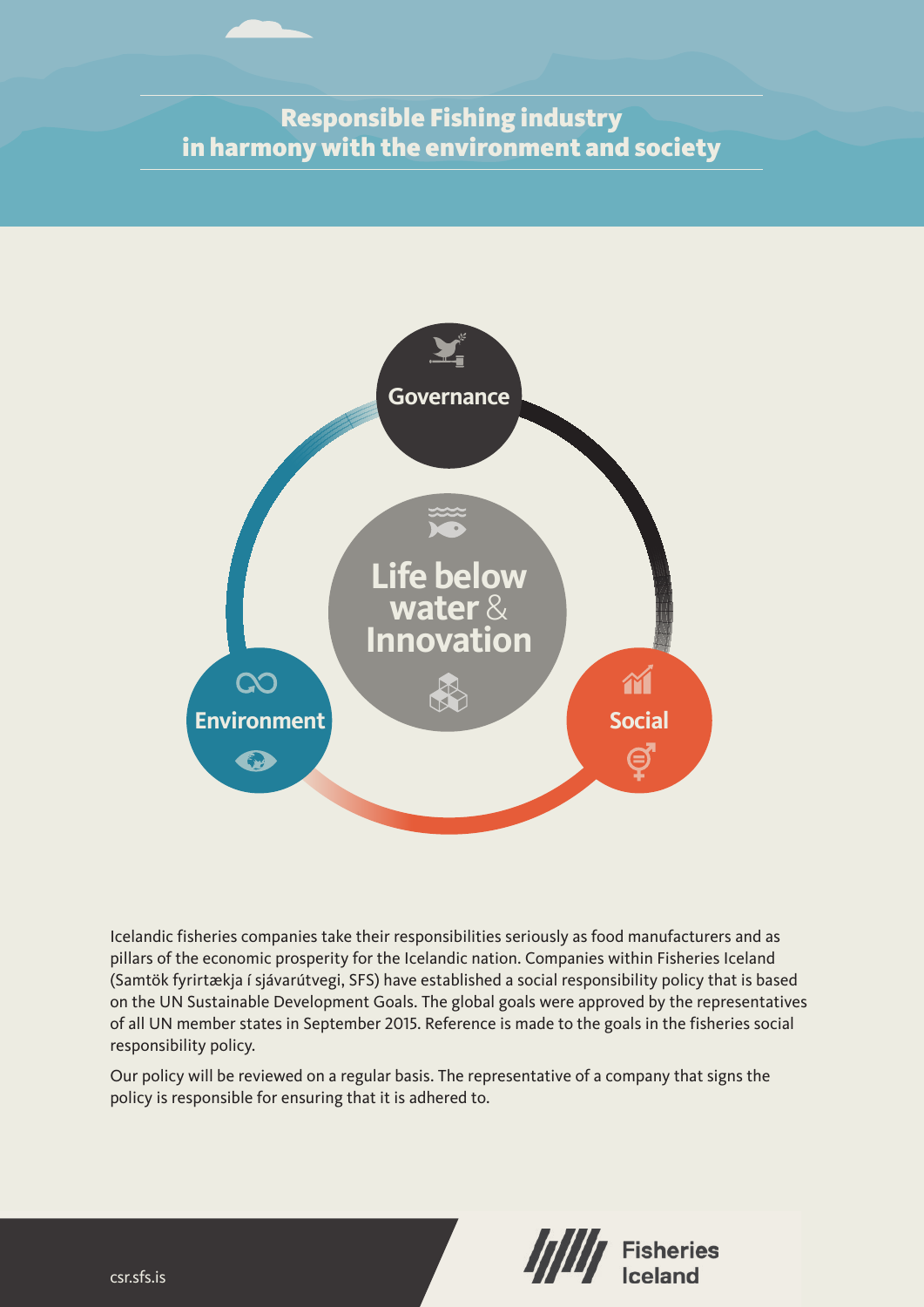# Responsible Fishing industry in harmony with the environment and society

Governance

Life below water & Innovation

Environment

Social

Icelandic fisheries companies take their responsibilities seriously as food manufacturers and as pillars of the economic prosperity for the Icelandic nation. Companies within Fisheries Iceland (Samtök fyrirtækja í sjávarútvegi, SFS) have established a social responsibility policy that is based on the UN Sustainable Development Goals. The global goals were approved by the representatives of all UN member states in September 2015. Reference is made to the goals in the fisheries social responsibility policy.

Our policy will be reviewed on a regular basis. The representative of a company that signs the policy is responsible for ensuring that it is adhered to.

csr.sfs.is

Fisheries Iceland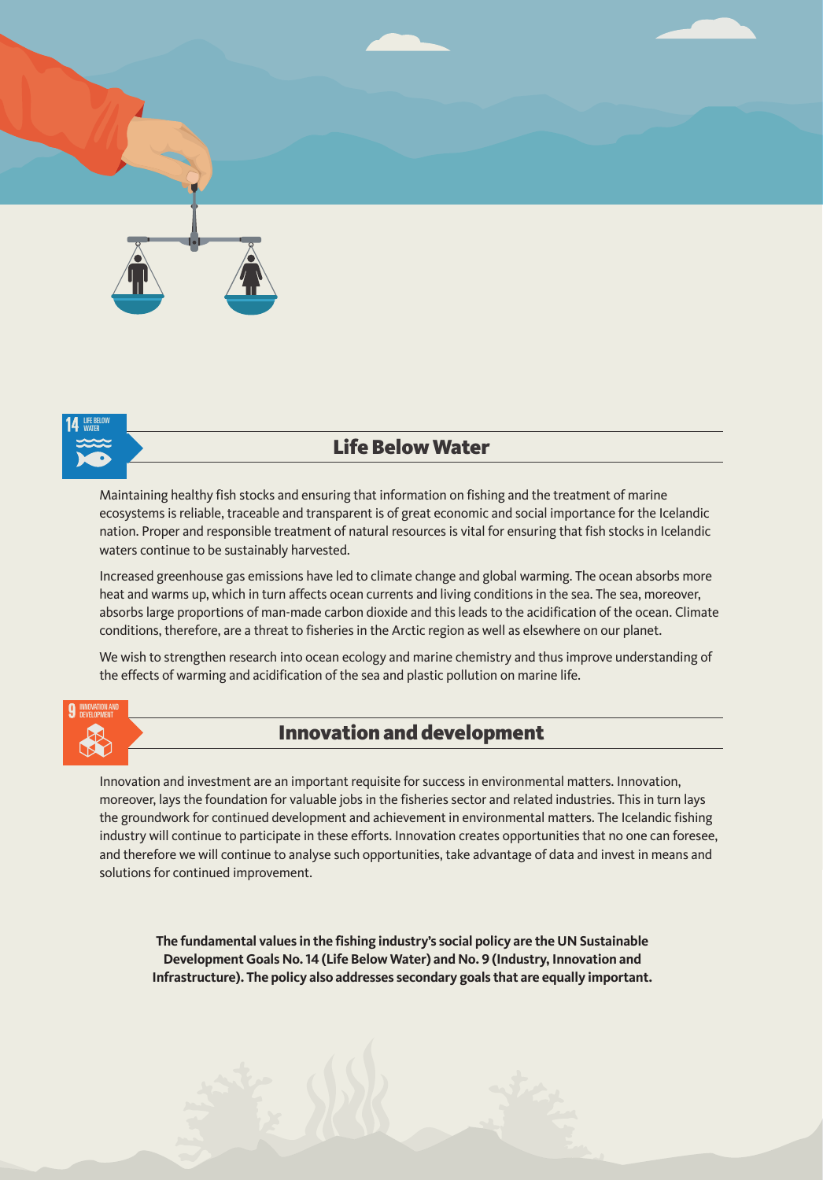## Life Below Water

Maintaining healthy fish stocks and ensuring that information on fishing and the treatment of marine ecosystems is reliable, traceable and transparent is of great economic and social importance for the Icelandic nation. Proper and responsible treatment of natural resources is vital for ensuring that fish stocks in Icelandic waters continue to be sustainably harvested.

Increased greenhouse gas emissions have led to climate change and global warming. The ocean absorbs more heat and warms up, which in turn affects ocean currents and living conditions in the sea. The sea, moreover, absorbs large proportions of man-made carbon dioxide and this leads to the acidification of the ocean. Climate conditions, therefore, are a threat to fisheries in the Arctic region as well as elsewhere on our planet.

We wish to strengthen research into ocean ecology and marine chemistry and thus improve understanding of the effects of warming and acidification of the sea and plastic pollution on marine life.

## Innovation and development

Innovation and investment are an important requisite for success in environmental matters. Innovation, moreover, lays the foundation for valuable jobs in the fisheries sector and related industries. This in turn lays the groundwork for continued development and achievement in environmental matters. The Icelandic fishing industry will continue to participate in these efforts. Innovation creates opportunities that no one can foresee, and therefore we will continue to analyse such opportunities, take advantage of data and invest in means and solutions for continued improvement.

**The fundamental values in the fishing industry's social policy are the UN Sustainable Development Goals No. 14 (Life Below Water) and No. 9 (Industry, Innovation and Infrastructure). The policy also addresses secondary goals that are equally important.**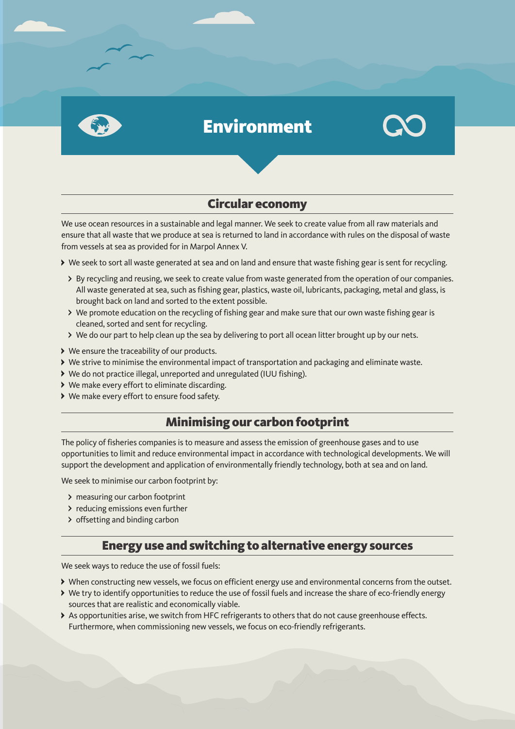# Environment

## Circular economy

We use ocean resources in a sustainable and legal manner. We seek to create value from all raw materials and ensure that all waste that we produce at sea is returned to land in accordance with rules on the disposal of waste from vessels at sea as provided for in Marpol Annex V.

- We seek to sort all waste generated at sea and on land and ensure that waste fishing gear is sent for recycling.
  - By recycling and reusing, we seek to create value from waste generated from the operation of our companies. All waste generated at sea, such as fishing gear, plastics, waste oil, lubricants, packaging, metal and glass, is brought back on land and sorted to the extent possible.
  - We promote education on the recycling of fishing gear and make sure that our own waste fishing gear is cleaned, sorted and sent for recycling.
  - We do our part to help clean up the sea by delivering to port all ocean litter brought up by our nets.
- We ensure the traceability of our products.
- We strive to minimise the environmental impact of transportation and packaging and eliminate waste.
- We do not practice illegal, unreported and unregulated (IUU fishing).
- We make every effort to eliminate discarding.
- We make every effort to ensure food safety.

## Minimising our carbon footprint

The policy of fisheries companies is to measure and assess the emission of greenhouse gases and to use opportunities to limit and reduce environmental impact in accordance with technological developments. We will support the development and application of environmentally friendly technology, both at sea and on land.

We seek to minimise our carbon footprint by:

- measuring our carbon footprint
- reducing emissions even further
- offsetting and binding carbon

## Energy use and switching to alternative energy sources

We seek ways to reduce the use of fossil fuels:

- When constructing new vessels, we focus on efficient energy use and environmental concerns from the outset.
- We try to identify opportunities to reduce the use of fossil fuels and increase the share of eco-friendly energy sources that are realistic and economically viable.
- As opportunities arise, we switch from HFC refrigerants to others that do not cause greenhouse effects. Furthermore, when commissioning new vessels, we focus on eco-friendly refrigerants.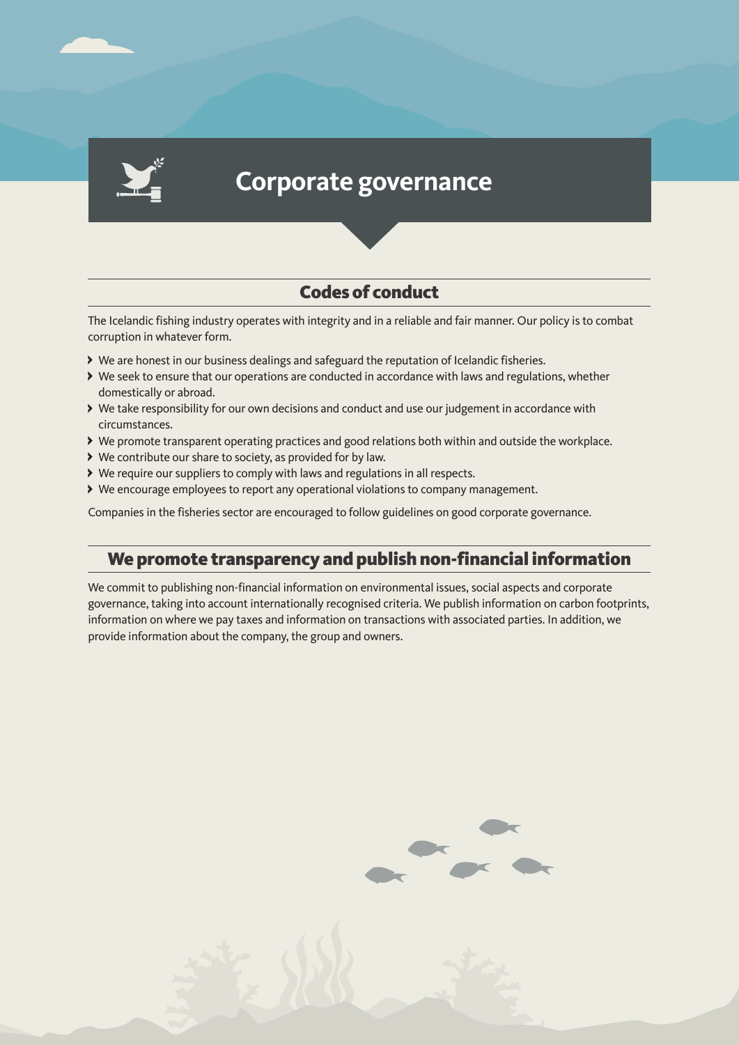# Corporate governance

## Codes of conduct

The Icelandic fishing industry operates with integrity and in a reliable and fair manner. Our policy is to combat corruption in whatever form.

- We are honest in our business dealings and safeguard the reputation of Icelandic fisheries.
- We seek to ensure that our operations are conducted in accordance with laws and regulations, whether domestically or abroad.
- We take responsibility for our own decisions and conduct and use our judgement in accordance with circumstances.
- We promote transparent operating practices and good relations both within and outside the workplace.
- We contribute our share to society, as provided for by law.
- We require our suppliers to comply with laws and regulations in all respects.
- We encourage employees to report any operational violations to company management.

Companies in the fisheries sector are encouraged to follow guidelines on good corporate governance.

## We promote transparency and publish non-financial information

We commit to publishing non-financial information on environmental issues, social aspects and corporate governance, taking into account internationally recognised criteria. We publish information on carbon footprints, information on where we pay taxes and information on transactions with associated parties. In addition, we provide information about the company, the group and owners.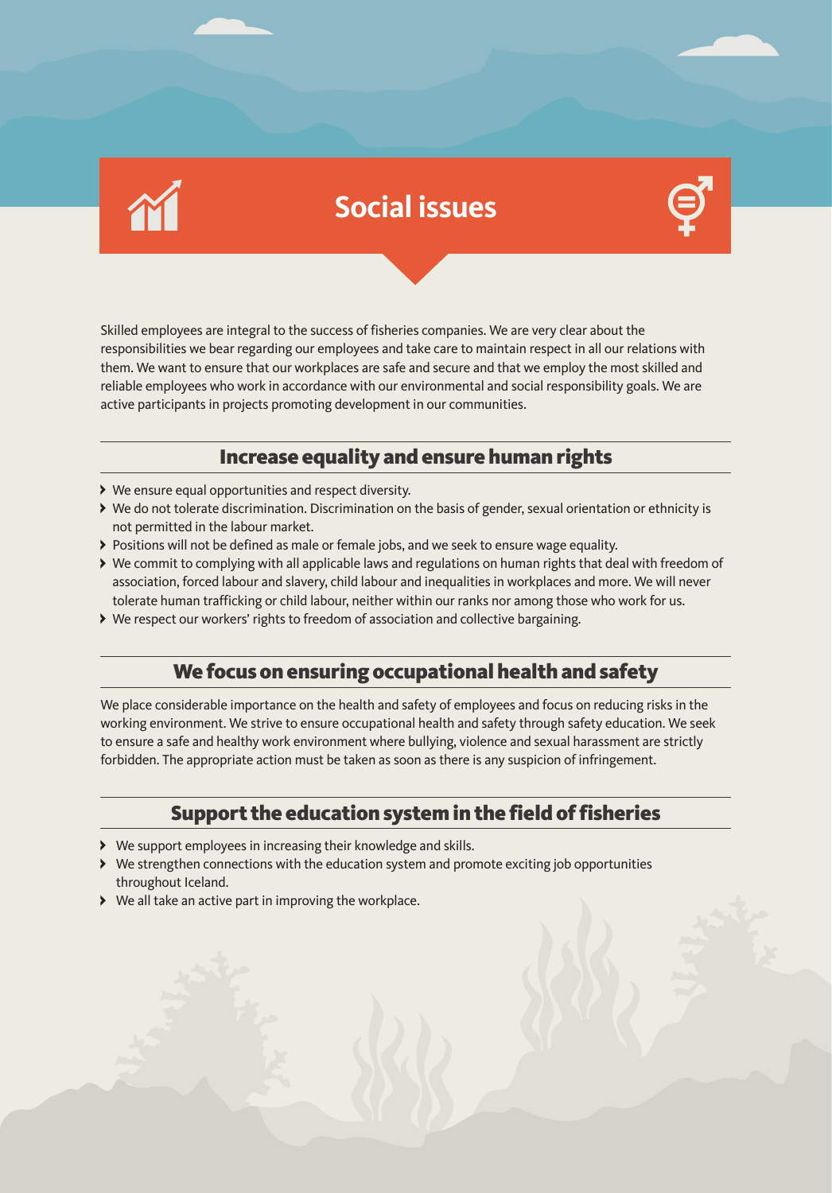# Social issues

Skilled employees are integral to the success of fisheries companies. We are very clear about the responsibilities we bear regarding our employees and take care to maintain respect in all our relations with them. We want to ensure that our workplaces are safe and secure and that we employ the most skilled and reliable employees who work in accordance with our environmental and social responsibility goals. We are active participants in projects promoting development in our communities.

## Increase equality and ensure human rights

- We ensure equal opportunities and respect diversity.
- We do not tolerate discrimination. Discrimination on the basis of gender, sexual orientation or ethnicity is not permitted in the labour market.
- Positions will not be defined as male or female jobs, and we seek to ensure wage equality.
- We commit to complying with all applicable laws and regulations on human rights that deal with freedom of association, forced labour and slavery, child labour and inequalities in workplaces and more. We will never tolerate human trafficking or child labour, neither within our ranks nor among those who work for us.
- We respect our workers' rights to freedom of association and collective bargaining.

## We focus on ensuring occupational health and safety

We place considerable importance on the health and safety of employees and focus on reducing risks in the working environment. We strive to ensure occupational health and safety through safety education. We seek to ensure a safe and healthy work environment where bullying, violence and sexual harassment are strictly forbidden. The appropriate action must be taken as soon as there is any suspicion of infringement.

## Support the education system in the field of fisheries

- We support employees in increasing their knowledge and skills.
- We strengthen connections with the education system and promote exciting job opportunities throughout Iceland.
- We all take an active part in improving the workplace.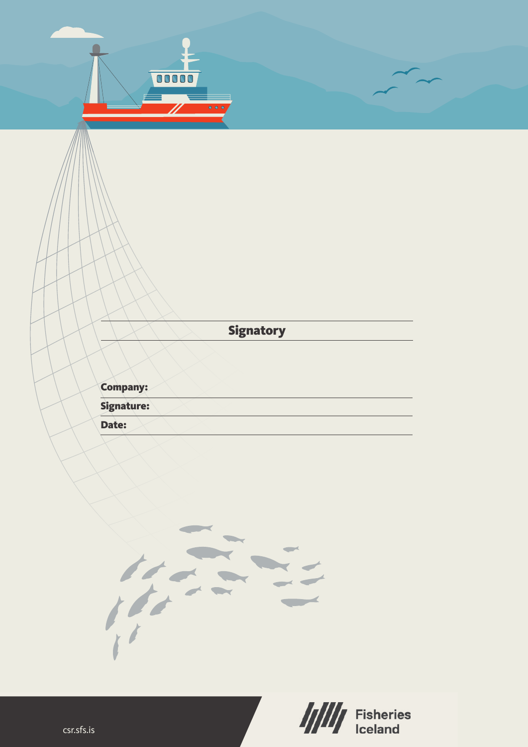## Signatory

**Company:**

**Signature:**

**Date:**

csr.sfs.is

Fisheries Iceland